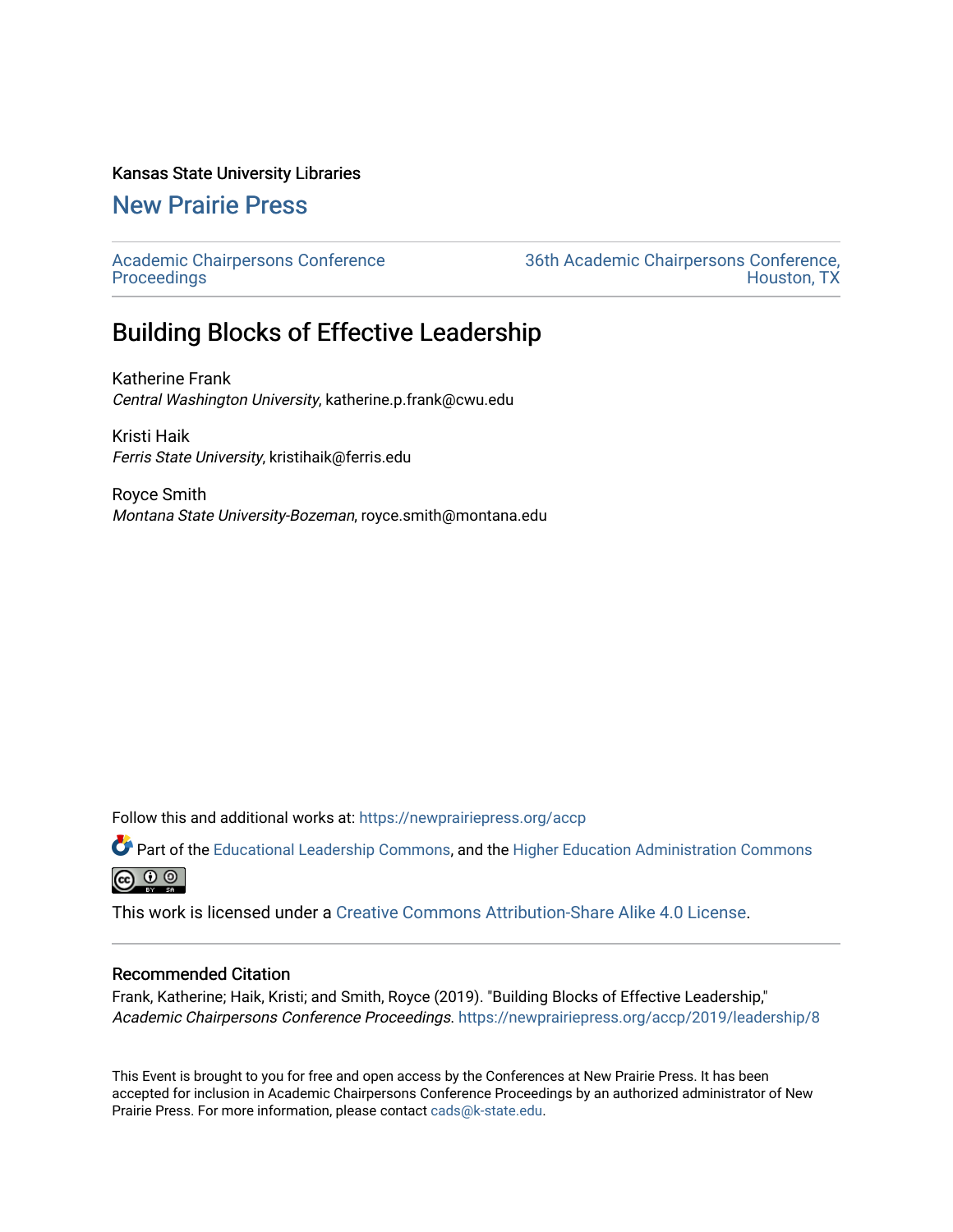Kansas State University Libraries

## New Prairie Press

Academic Chairpersons Conference Proceedings

36th Academic Chairpersons Conference, Houston, TX

# Building Blocks of Effective Leadership

Katherine Frank
*Central Washington University*, katherine.p.frank@cwu.edu

Kristi Haik
*Ferris State University*, kristihaik@ferris.edu

Royce Smith
*Montana State University-Bozeman*, royce.smith@montana.edu

Follow this and additional works at: https://newprairiepress.org/accp

Part of the Educational Leadership Commons, and the Higher Education Administration Commons

This work is licensed under a Creative Commons Attribution-Share Alike 4.0 License.

### Recommended Citation

Frank, Katherine; Haik, Kristi; and Smith, Royce (2019). "Building Blocks of Effective Leadership," *Academic Chairpersons Conference Proceedings*. https://newprairiepress.org/accp/2019/leadership/8

This Event is brought to you for free and open access by the Conferences at New Prairie Press. It has been accepted for inclusion in Academic Chairpersons Conference Proceedings by an authorized administrator of New Prairie Press. For more information, please contact cads@k-state.edu.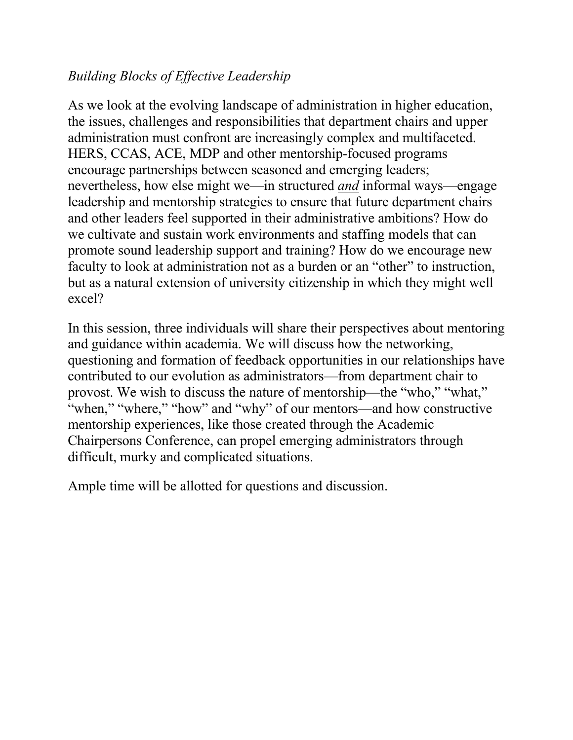*Building Blocks of Effective Leadership*

As we look at the evolving landscape of administration in higher education, the issues, challenges and responsibilities that department chairs and upper administration must confront are increasingly complex and multifaceted. HERS, CCAS, ACE, MDP and other mentorship-focused programs encourage partnerships between seasoned and emerging leaders; nevertheless, how else might we—in structured ***and*** informal ways—engage leadership and mentorship strategies to ensure that future department chairs and other leaders feel supported in their administrative ambitions? How do we cultivate and sustain work environments and staffing models that can promote sound leadership support and training? How do we encourage new faculty to look at administration not as a burden or an "other" to instruction, but as a natural extension of university citizenship in which they might well excel?

In this session, three individuals will share their perspectives about mentoring and guidance within academia. We will discuss how the networking, questioning and formation of feedback opportunities in our relationships have contributed to our evolution as administrators—from department chair to provost. We wish to discuss the nature of mentorship—the "who," "what," "when," "where," "how" and "why" of our mentors—and how constructive mentorship experiences, like those created through the Academic Chairpersons Conference, can propel emerging administrators through difficult, murky and complicated situations.

Ample time will be allotted for questions and discussion.